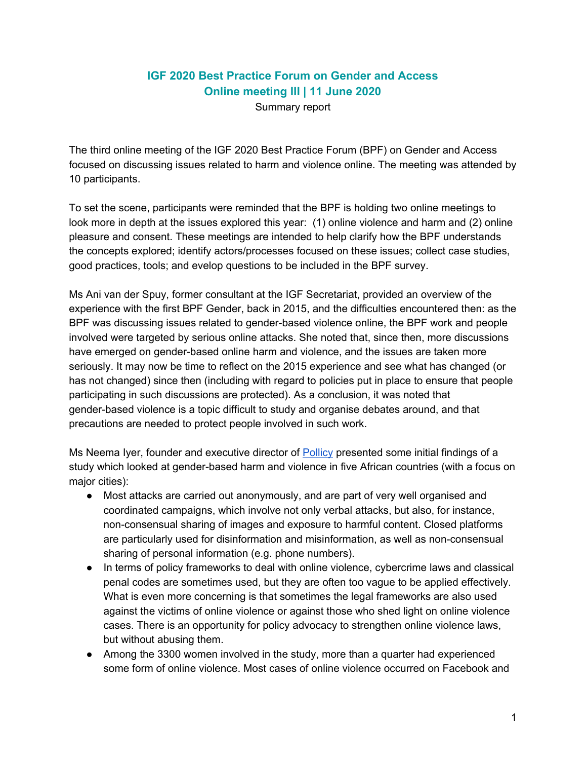# IGF 2020 Best Practice Forum on Gender and Access
## Online meeting III | 11 June 2020

Summary report

The third online meeting of the IGF 2020 Best Practice Forum (BPF) on Gender and Access focused on discussing issues related to harm and violence online. The meeting was attended by 10 participants.

To set the scene, participants were reminded that the BPF is holding two online meetings to look more in depth at the issues explored this year: (1) online violence and harm and (2) online pleasure and consent. These meetings are intended to help clarify how the BPF understands the concepts explored; identify actors/processes focused on these issues; collect case studies, good practices, tools; and evelop questions to be included in the BPF survey.

Ms Ani van der Spuy, former consultant at the IGF Secretariat, provided an overview of the experience with the first BPF Gender, back in 2015, and the difficulties encountered then: as the BPF was discussing issues related to gender-based violence online, the BPF work and people involved were targeted by serious online attacks. She noted that, since then, more discussions have emerged on gender-based online harm and violence, and the issues are taken more seriously. It may now be time to reflect on the 2015 experience and see what has changed (or has not changed) since then (including with regard to policies put in place to ensure that people participating in such discussions are protected). As a conclusion, it was noted that gender-based violence is a topic difficult to study and organise debates around, and that precautions are needed to protect people involved in such work.

Ms Neema Iyer, founder and executive director of Pollicy presented some initial findings of a study which looked at gender-based harm and violence in five African countries (with a focus on major cities):

- Most attacks are carried out anonymously, and are part of very well organised and coordinated campaigns, which involve not only verbal attacks, but also, for instance, non-consensual sharing of images and exposure to harmful content. Closed platforms are particularly used for disinformation and misinformation, as well as non-consensual sharing of personal information (e.g. phone numbers).
- In terms of policy frameworks to deal with online violence, cybercrime laws and classical penal codes are sometimes used, but they are often too vague to be applied effectively. What is even more concerning is that sometimes the legal frameworks are also used against the victims of online violence or against those who shed light on online violence cases. There is an opportunity for policy advocacy to strengthen online violence laws, but without abusing them.
- Among the 3300 women involved in the study, more than a quarter had experienced some form of online violence. Most cases of online violence occurred on Facebook and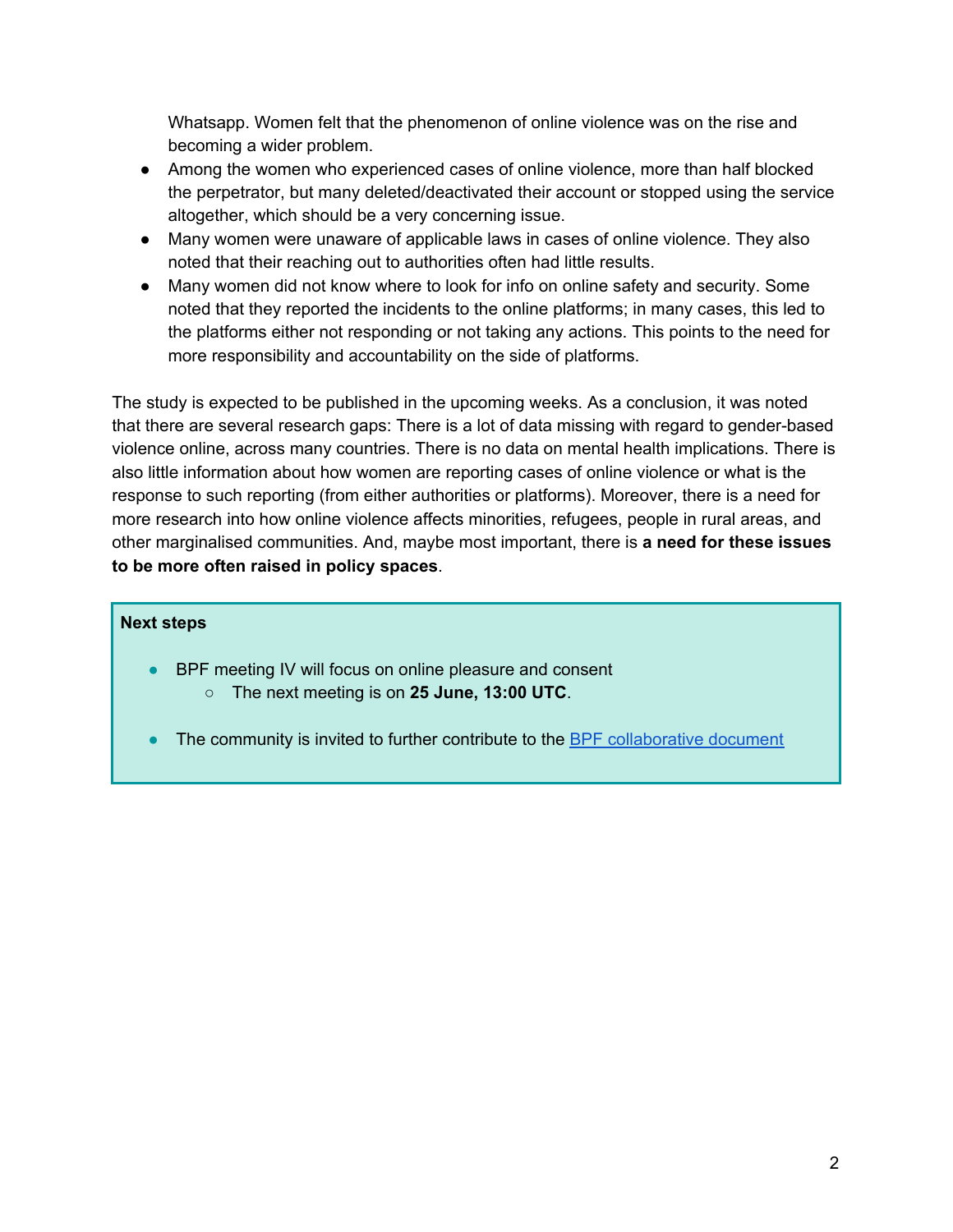Whatsapp. Women felt that the phenomenon of online violence was on the rise and becoming a wider problem.

- Among the women who experienced cases of online violence, more than half blocked the perpetrator, but many deleted/deactivated their account or stopped using the service altogether, which should be a very concerning issue.
- Many women were unaware of applicable laws in cases of online violence. They also noted that their reaching out to authorities often had little results.
- Many women did not know where to look for info on online safety and security. Some noted that they reported the incidents to the online platforms; in many cases, this led to the platforms either not responding or not taking any actions. This points to the need for more responsibility and accountability on the side of platforms.

The study is expected to be published in the upcoming weeks. As a conclusion, it was noted that there are several research gaps: There is a lot of data missing with regard to gender-based violence online, across many countries. There is no data on mental health implications. There is also little information about how women are reporting cases of online violence or what is the response to such reporting (from either authorities or platforms). Moreover, there is a need for more research into how online violence affects minorities, refugees, people in rural areas, and other marginalised communities. And, maybe most important, there is **a need for these issues to be more often raised in policy spaces**.

**Next steps**

- BPF meeting IV will focus on online pleasure and consent
  - The next meeting is on **25 June, 13:00 UTC**.
- The community is invited to further contribute to the BPF collaborative document